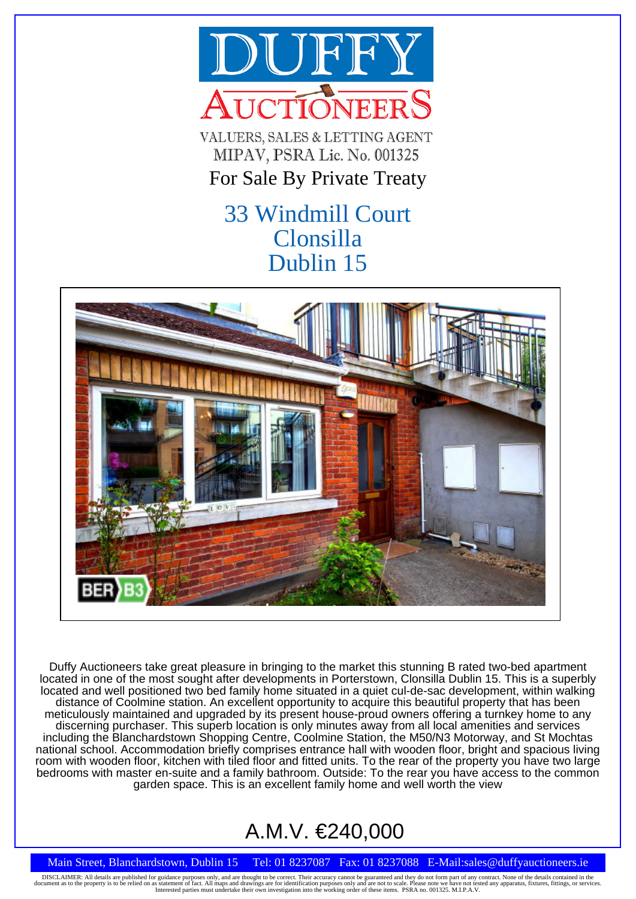# DUFFY AUCTIONEERS

VALUERS, SALES & LETTING AGENT
MIPAV, PSRA Lic. No. 001325

For Sale By Private Treaty

## 33 Windmill Court
## Clonsilla
## Dublin 15

Duffy Auctioneers take great pleasure in bringing to the market this stunning B rated two-bed apartment located in one of the most sought after developments in Porterstown, Clonsilla Dublin 15. This is a superbly located and well positioned two bed family home situated in a quiet cul-de-sac development, within walking distance of Coolmine station. An excellent opportunity to acquire this beautiful property that has been meticulously maintained and upgraded by its present house-proud owners offering a turnkey home to any discerning purchaser. This superb location is only minutes away from all local amenities and services including the Blanchardstown Shopping Centre, Coolmine Station, the M50/N3 Motorway, and St Mochtas national school. Accommodation briefly comprises entrance hall with wooden floor, bright and spacious living room with wooden floor, kitchen with tiled floor and fitted units. To the rear of the property you have two large bedrooms with master en-suite and a family bathroom. Outside: To the rear you have access to the common garden space. This is an excellent family home and well worth the view

## A.M.V. €240,000

Main Street, Blanchardstown, Dublin 15 Tel: 01 8237087 Fax: 01 8237088 E-Mail:sales@duffyauctioneers.ie

DISCLAIMER: All details are published for guidance purposes only, and are thought to be correct. Their accuracy cannot be guaranteed and they do not form part of any contract. None of the details contained in the document as to the property is to be relied on as statement of fact. All maps and drawings are for identification purposes only and are not to scale. Please note we have not tested any apparatus, fixtures, fittings, or services. Interested parties must undertake their own investigation into the working order of these items. PSRA no. 001325. M.I.P.A.V.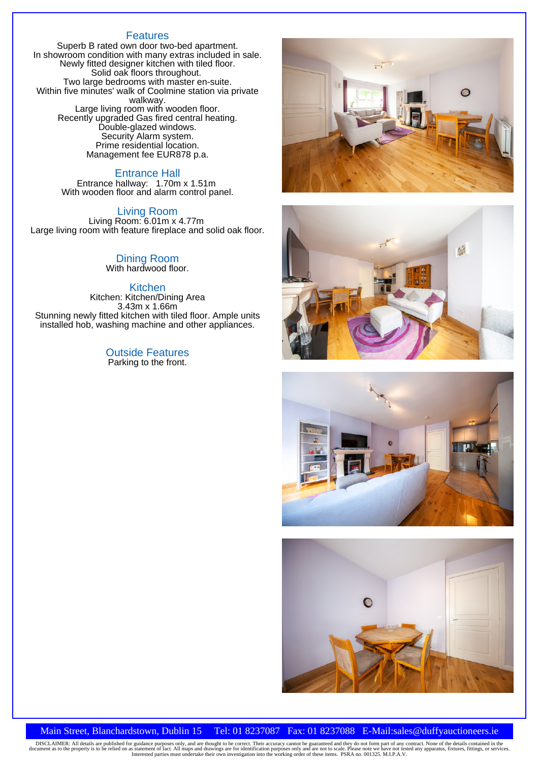## Features

Superb B rated own door two-bed apartment.
In showroom condition with many extras included in sale.
Newly fitted designer kitchen with tiled floor.
Solid oak floors throughout.
Two large bedrooms with master en-suite.
Within five minutes' walk of Coolmine station via private walkway.
Large living room with wooden floor.
Recently upgraded Gas fired central heating.
Double-glazed windows.
Security Alarm system.
Prime residential location.
Management fee EUR878 p.a.

## Entrance Hall

Entrance hallway: 1.70m x 1.51m
With wooden floor and alarm control panel.

## Living Room

Living Room: 6.01m x 4.77m
Large living room with feature fireplace and solid oak floor.

## Dining Room

With hardwood floor.

## Kitchen

Kitchen: Kitchen/Dining Area
3.43m x 1.66m
Stunning newly fitted kitchen with tiled floor. Ample units installed hob, washing machine and other appliances.

## Outside Features

Parking to the front.

Main Street, Blanchardstown, Dublin 15 Tel: 01 8237087 Fax: 01 8237088 E-Mail:sales@duffyauctioneers.ie

DISCLAIMER: All details are published for guidance purposes only, and are thought to be correct. Their accuracy cannot be guaranteed and they do not form part of any contract. None of the details contained in the document as to the property is to be relied on as statement of fact. All maps and drawings are for identification purposes only and are not to scale. Please note we have not tested any apparatus, fixtures, fittings, or services. Interested parties must undertake their own investigation into the working order of these items. PSRA no. 001325. M.I.P.A.V.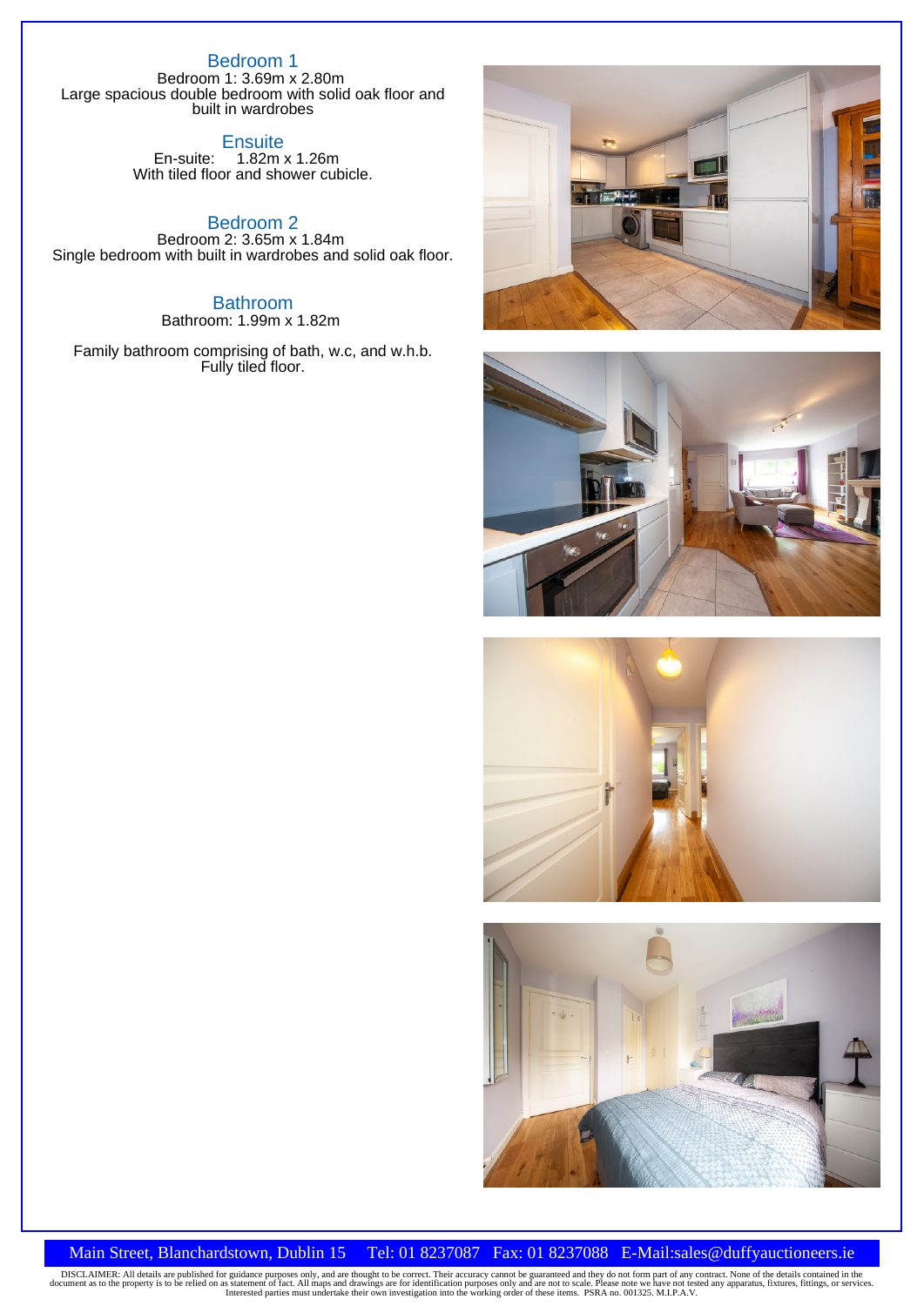## Bedroom 1

Bedroom 1: 3.69m x 2.80m
Large spacious double bedroom with solid oak floor and built in wardrobes

## Ensuite

En-suite: 1.82m x 1.26m
With tiled floor and shower cubicle.

## Bedroom 2

Bedroom 2: 3.65m x 1.84m
Single bedroom with built in wardrobes and solid oak floor.

## Bathroom

Bathroom: 1.99m x 1.82m

Family bathroom comprising of bath, w.c, and w.h.b.
Fully tiled floor.

Main Street, Blanchardstown, Dublin 15 Tel: 01 8237087 Fax: 01 8237088 E-Mail:sales@duffyauctioneers.ie

DISCLAIMER: All details are published for guidance purposes only, and are thought to be correct. Their accuracy cannot be guaranteed and they do not form part of any contract. None of the details contained in the document as to the property is to be relied on as statement of fact. All maps and drawings are for identification purposes only and are not to scale. Please note we have not tested any apparatus, fixtures, fittings, or services. Interested parties must undertake their own investigation into the working order of these items. PSRA no. 001325. M.I.P.A.V.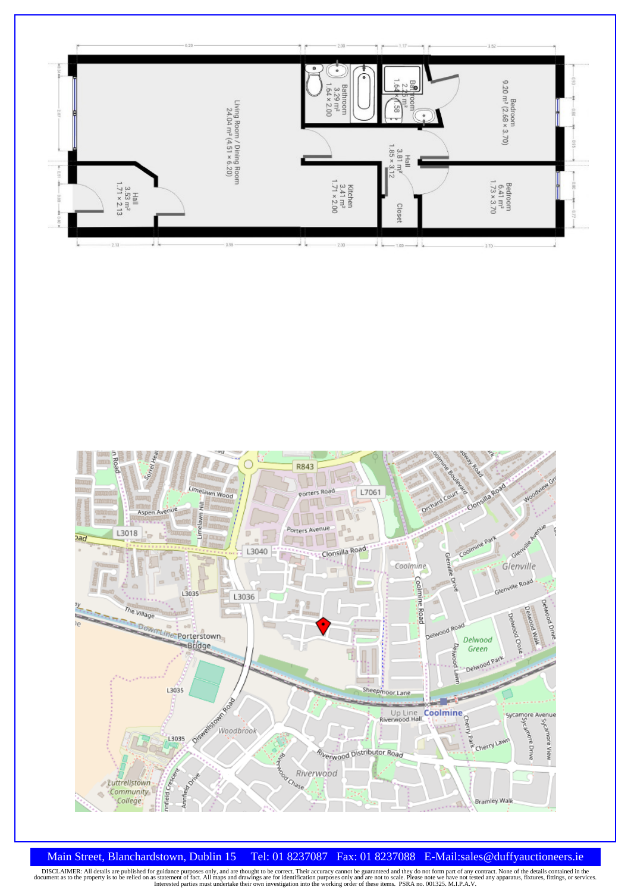Living Room / Dining Room
24.04 m² (4.51 × 6.20)

Bathroom
3.29 m²
1.64 × 2.00

Bathroom
2.25 m²
1.64 × 1.58

Bedroom
9.20 m² (2.68 × 3.70)

Hall
3.53 m²
1.71 × 2.13

Kitchen
3.41 m²
1.71 × 2.00

Hall
3.81 m²
1.85 × 3.12

Closet

Bedroom
6.41 m²
1.73 × 3.70

Main Street, Blanchardstown, Dublin 15 Tel: 01 8237087 Fax: 01 8237088 E-Mail:sales@duffyauctioneers.ie

DISCLAIMER: All details are published for guidance purposes only, and are thought to be correct. Their accuracy cannot be guaranteed and they do not form part of any contract. None of the details contained in the document as to the property is to be relied on as statement of fact. All maps and drawings are for identification purposes only and are not to scale. Please note we have not tested any apparatus, fixtures, fittings, or services. Interested parties must undertake their own investigation into the working order of these items. PSRA no. 001325. M.I.P.A.V.